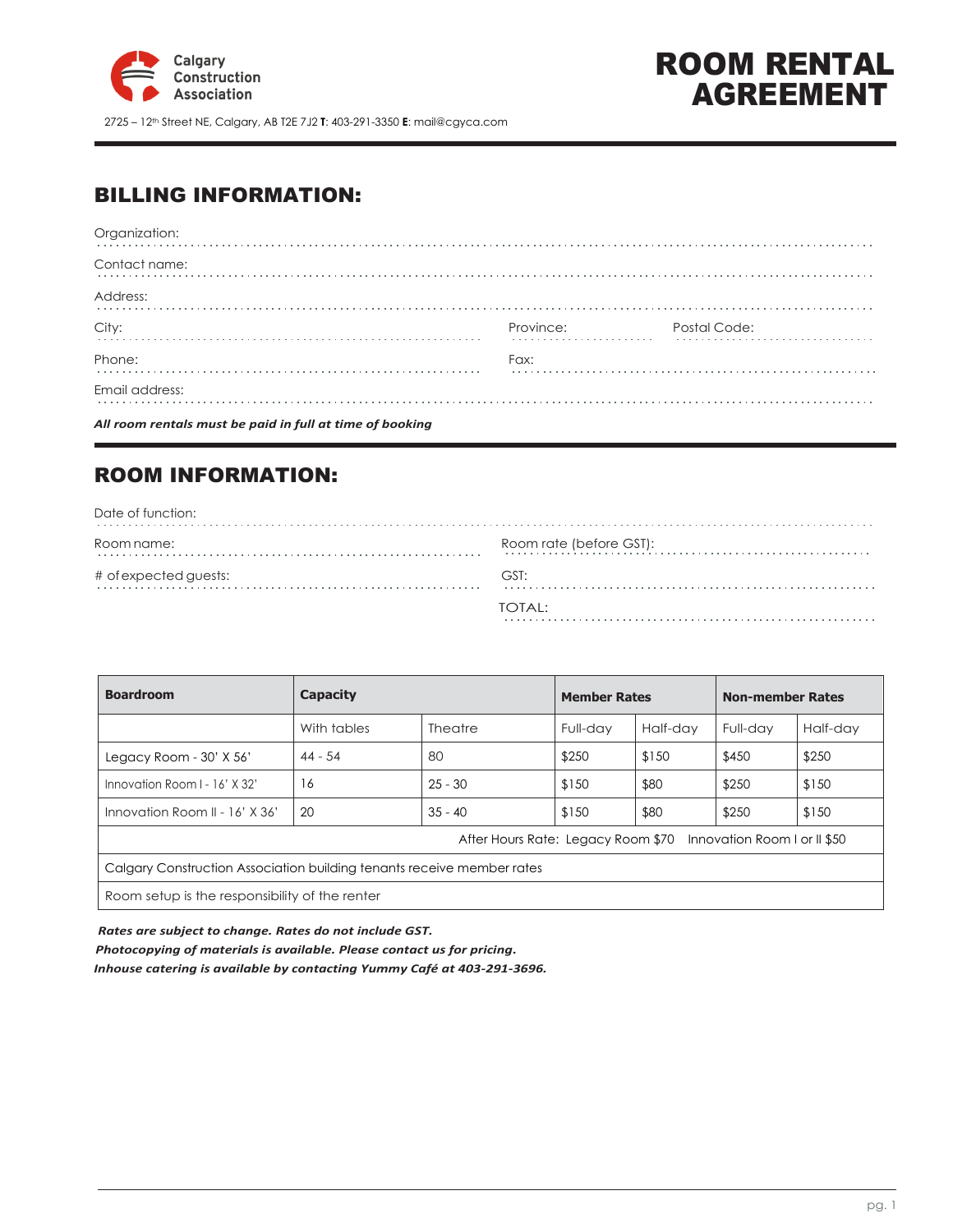Calgary Construction Association

2725 – 12th Street NE, Calgary, AB T2E 7J2 **T**: 403-291-3350 **E**: mail@cgyca.com

# ROOM RENTAL AGREEMENT

## BILLING INFORMATION:

Organization: ............................................................

Contact name: ............................................................

Address: ............................................................

City: .................................... Province: .................... Postal Code: ....................

Phone: .................................... Fax: ....................................

Email address: ............................................................

***All room rentals must be paid in full at time of booking***

## ROOM INFORMATION:

Date of function: ............................................................

Room name: .................................... Room rate (before GST): ....................................

# of expected guests: .................................... GST: ....................................

TOTAL: ....................................

| Boardroom | Capacity | | Member Rates | | Non-member Rates | |
|---|---|---|---|---|---|---|
| | With tables | Theatre | Full-day | Half-day | Full-day | Half-day |
| Legacy Room - 30' X 56' | 44 - 54 | 80 | $250 | $150 | $450 | $250 |
| Innovation Room I - 16' X 32' | 16 | 25 - 30 | $150 | $80 | $250 | $150 |
| Innovation Room II - 16' X 36' | 20 | 35 - 40 | $150 | $80 | $250 | $150 |
| After Hours Rate: Legacy Room $70 Innovation Room I or II $50 | | | | | | |
| Calgary Construction Association building tenants receive member rates | | | | | | |
| Room setup is the responsibility of the renter | | | | | | |

***Rates are subject to change. Rates do not include GST.***

***Photocopying of materials is available. Please contact us for pricing.***

***Inhouse catering is available by contacting Yummy Café at 403-291-3696.***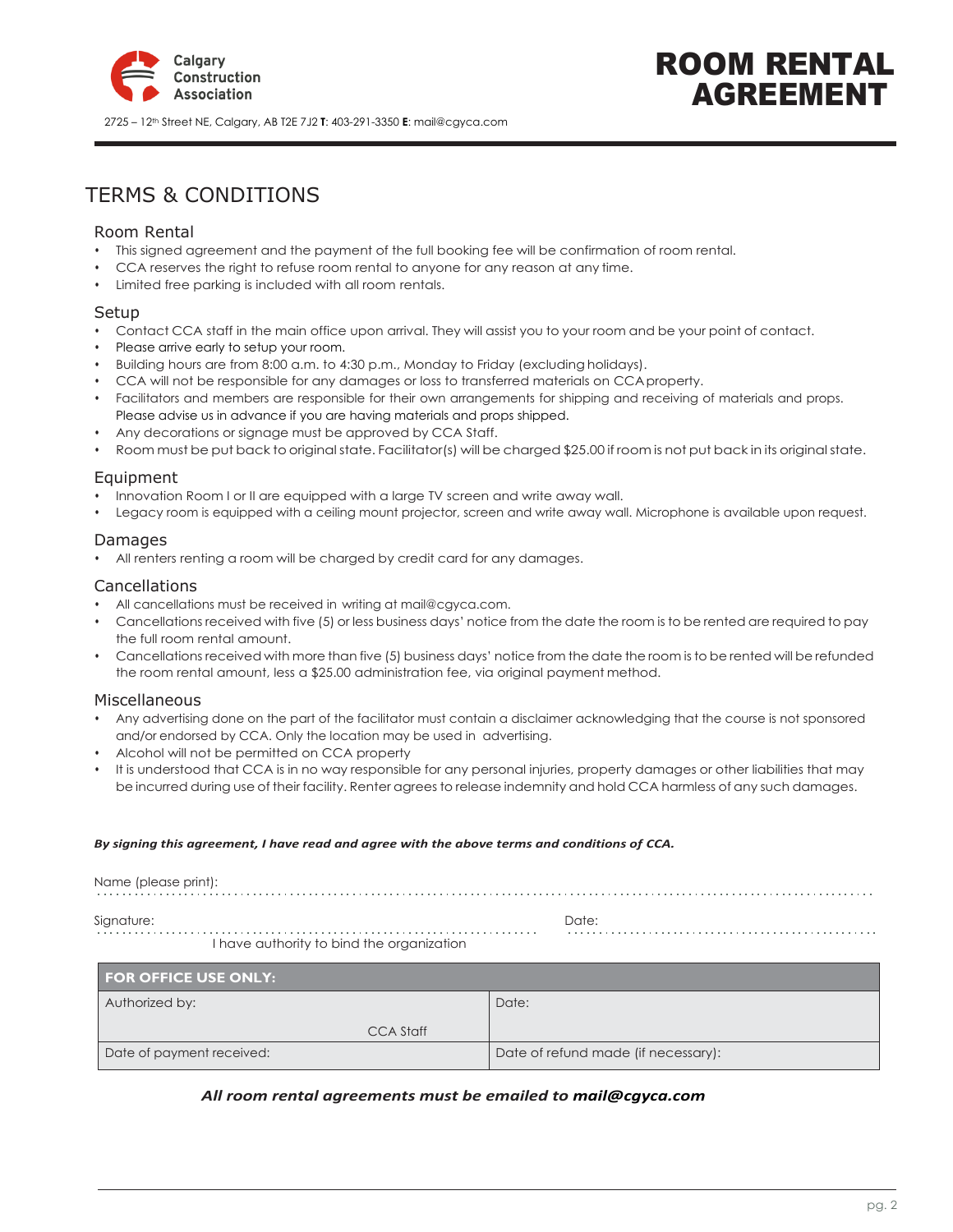Calgary Construction Association

2725 – 12th Street NE, Calgary, AB T2E 7J2 **T**: 403-291-3350 **E**: mail@cgyca.com

# ROOM RENTAL AGREEMENT

## TERMS & CONDITIONS

### Room Rental

- This signed agreement and the payment of the full booking fee will be confirmation of room rental.
- CCA reserves the right to refuse room rental to anyone for any reason at any time.
- Limited free parking is included with all room rentals.

### Setup

- Contact CCA staff in the main office upon arrival. They will assist you to your room and be your point of contact.
- Please arrive early to setup your room.
- Building hours are from 8:00 a.m. to 4:30 p.m., Monday to Friday (excluding holidays).
- CCA will not be responsible for any damages or loss to transferred materials on CCA property.
- Facilitators and members are responsible for their own arrangements for shipping and receiving of materials and props. Please advise us in advance if you are having materials and props shipped.
- Any decorations or signage must be approved by CCA Staff.
- Room must be put back to original state. Facilitator(s) will be charged $25.00 if room is not put back in its original state.

### Equipment

- Innovation Room I or II are equipped with a large TV screen and write away wall.
- Legacy room is equipped with a ceiling mount projector, screen and write away wall. Microphone is available upon request.

### Damages

- All renters renting a room will be charged by credit card for any damages.

### Cancellations

- All cancellations must be received in writing at mail@cgyca.com.
- Cancellations received with five (5) or less business days' notice from the date the room is to be rented are required to pay the full room rental amount.
- Cancellations received with more than five (5) business days' notice from the date the room is to be rented will be refunded the room rental amount, less a $25.00 administration fee, via original payment method.

### Miscellaneous

- Any advertising done on the part of the facilitator must contain a disclaimer acknowledging that the course is not sponsored and/or endorsed by CCA. Only the location may be used in advertising.
- Alcohol will not be permitted on CCA property
- It is understood that CCA is in no way responsible for any personal injuries, property damages or other liabilities that may be incurred during use of their facility. Renter agrees to release indemnity and hold CCA harmless of any such damages.

***By signing this agreement, I have read and agree with the above terms and conditions of CCA.***

Name (please print): ..........................................................................................

Signature: .......................................................................... Date: ..........................................

I have authority to bind the organization

| FOR OFFICE USE ONLY: | |
|---|---|
| Authorized by: <br> CCA Staff | Date: |
| Date of payment received: | Date of refund made (if necessary): |

***All room rental agreements must be emailed to mail@cgyca.com***